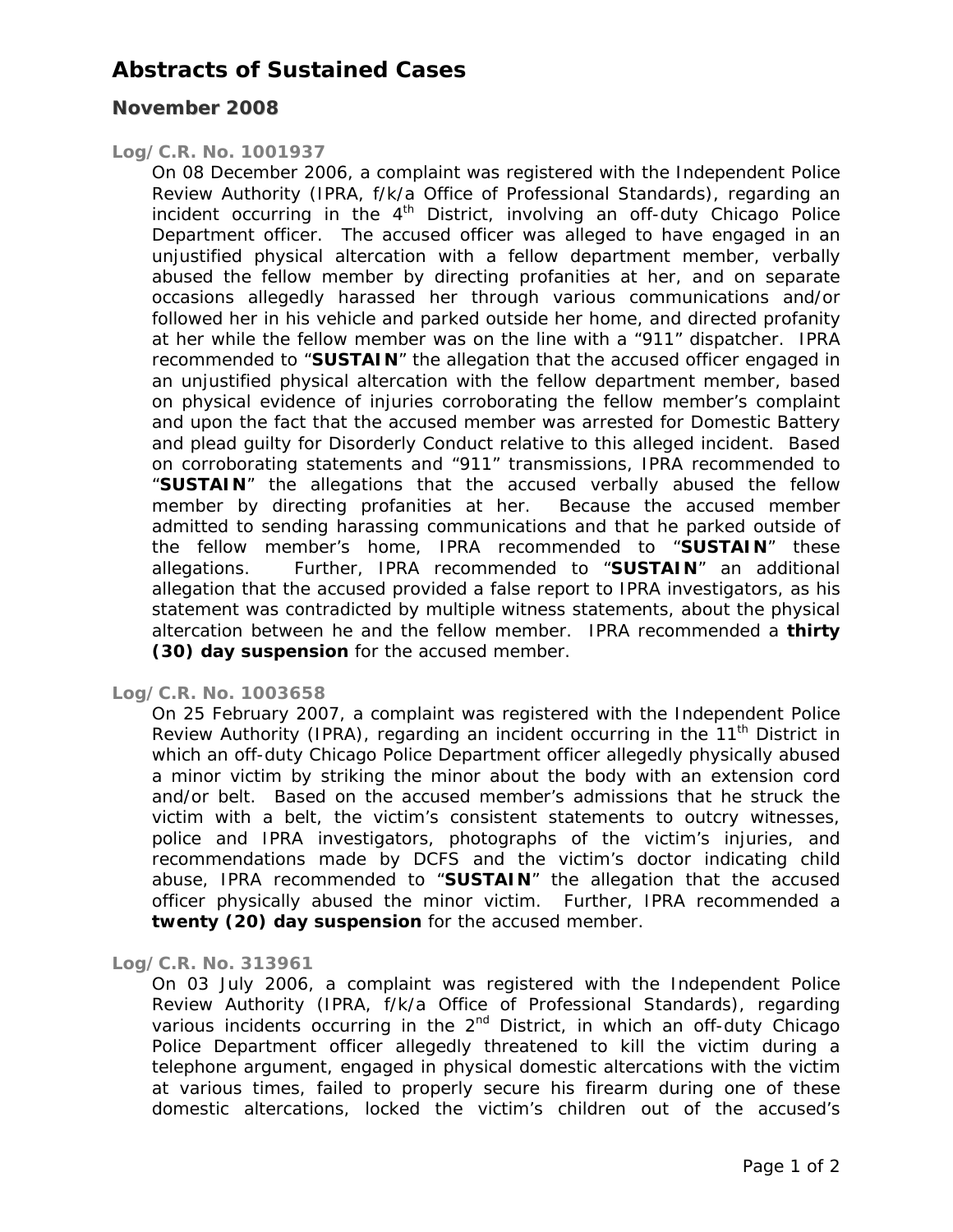# Abstracts of Sustained Cases

## November 2008

### Log/C.R. No. 1001937

On 08 December 2006, a complaint was registered with the Independent Police Review Authority (IPRA, f/k/a Office of Professional Standards), regarding an incident occurring in the 4th District, involving an off-duty Chicago Police Department officer. The accused officer was alleged to have engaged in an unjustified physical altercation with a fellow department member, verbally abused the fellow member by directing profanities at her, and on separate occasions allegedly harassed her through various communications and/or followed her in his vehicle and parked outside her home, and directed profanity at her while the fellow member was on the line with a "911" dispatcher. IPRA recommended to "**SUSTAIN**" the allegation that the accused officer engaged in an unjustified physical altercation with the fellow department member, based on physical evidence of injuries corroborating the fellow member's complaint and upon the fact that the accused member was arrested for Domestic Battery and plead guilty for Disorderly Conduct relative to this alleged incident. Based on corroborating statements and "911" transmissions, IPRA recommended to "**SUSTAIN**" the allegations that the accused verbally abused the fellow member by directing profanities at her. Because the accused member admitted to sending harassing communications and that he parked outside of the fellow member's home, IPRA recommended to "**SUSTAIN**" these allegations. Further, IPRA recommended to "**SUSTAIN**" an additional allegation that the accused provided a false report to IPRA investigators, as his statement was contradicted by multiple witness statements, about the physical altercation between he and the fellow member. IPRA recommended a **thirty (30) day suspension** for the accused member.

### Log/C.R. No. 1003658

On 25 February 2007, a complaint was registered with the Independent Police Review Authority (IPRA), regarding an incident occurring in the 11th District in which an off-duty Chicago Police Department officer allegedly physically abused a minor victim by striking the minor about the body with an extension cord and/or belt. Based on the accused member's admissions that he struck the victim with a belt, the victim's consistent statements to outcry witnesses, police and IPRA investigators, photographs of the victim's injuries, and recommendations made by DCFS and the victim's doctor indicating child abuse, IPRA recommended to "**SUSTAIN**" the allegation that the accused officer physically abused the minor victim. Further, IPRA recommended a **twenty (20) day suspension** for the accused member.

### Log/C.R. No. 313961

On 03 July 2006, a complaint was registered with the Independent Police Review Authority (IPRA, f/k/a Office of Professional Standards), regarding various incidents occurring in the 2nd District, in which an off-duty Chicago Police Department officer allegedly threatened to kill the victim during a telephone argument, engaged in physical domestic altercations with the victim at various times, failed to properly secure his firearm during one of these domestic altercations, locked the victim's children out of the accused's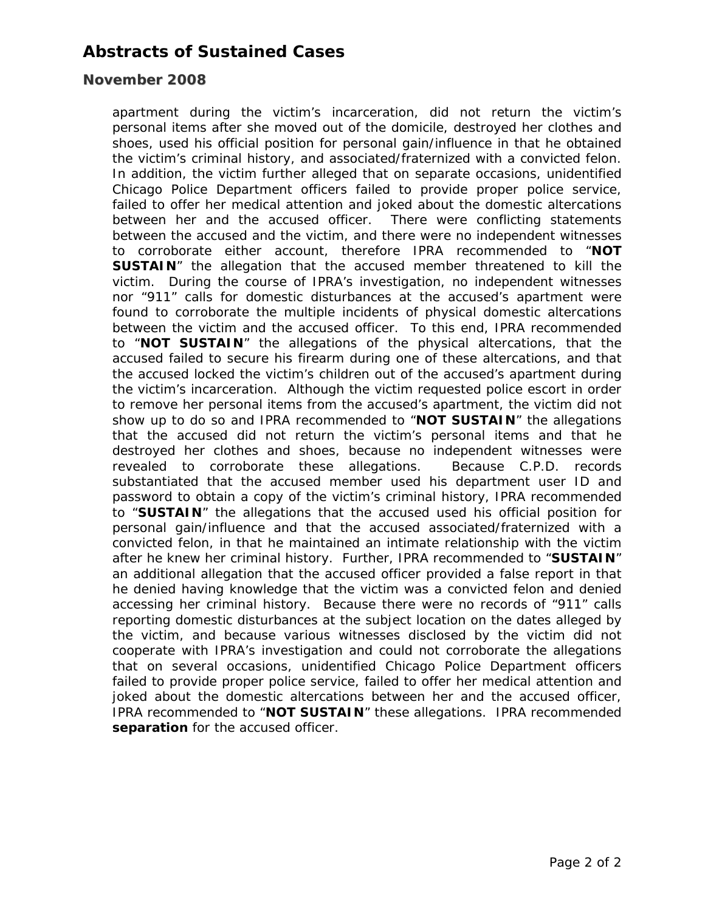apartment during the victim's incarceration, did not return the victim's personal items after she moved out of the domicile, destroyed her clothes and shoes, used his official position for personal gain/influence in that he obtained the victim's criminal history, and associated/fraternized with a convicted felon. In addition, the victim further alleged that on separate occasions, unidentified Chicago Police Department officers failed to provide proper police service, failed to offer her medical attention and joked about the domestic altercations between her and the accused officer. There were conflicting statements between the accused and the victim, and there were no independent witnesses to corroborate either account, therefore IPRA recommended to "**NOT SUSTAIN**" the allegation that the accused member threatened to kill the victim. During the course of IPRA's investigation, no independent witnesses nor "911" calls for domestic disturbances at the accused's apartment were found to corroborate the multiple incidents of physical domestic altercations between the victim and the accused officer. To this end, IPRA recommended to "**NOT SUSTAIN**" the allegations of the physical altercations, that the accused failed to secure his firearm during one of these altercations, and that the accused locked the victim's children out of the accused's apartment during the victim's incarceration. Although the victim requested police escort in order to remove her personal items from the accused's apartment, the victim did not show up to do so and IPRA recommended to "**NOT SUSTAIN**" the allegations that the accused did not return the victim's personal items and that he destroyed her clothes and shoes, because no independent witnesses were revealed to corroborate these allegations. Because C.P.D. records substantiated that the accused member used his department user ID and password to obtain a copy of the victim's criminal history, IPRA recommended to "**SUSTAIN**" the allegations that the accused used his official position for personal gain/influence and that the accused associated/fraternized with a convicted felon, in that he maintained an intimate relationship with the victim after he knew her criminal history. Further, IPRA recommended to "**SUSTAIN**" an additional allegation that the accused officer provided a false report in that he denied having knowledge that the victim was a convicted felon and denied accessing her criminal history. Because there were no records of "911" calls reporting domestic disturbances at the subject location on the dates alleged by the victim, and because various witnesses disclosed by the victim did not cooperate with IPRA's investigation and could not corroborate the allegations that on several occasions, unidentified Chicago Police Department officers failed to provide proper police service, failed to offer her medical attention and joked about the domestic altercations between her and the accused officer, IPRA recommended to "**NOT SUSTAIN**" these allegations. IPRA recommended **separation** for the accused officer.